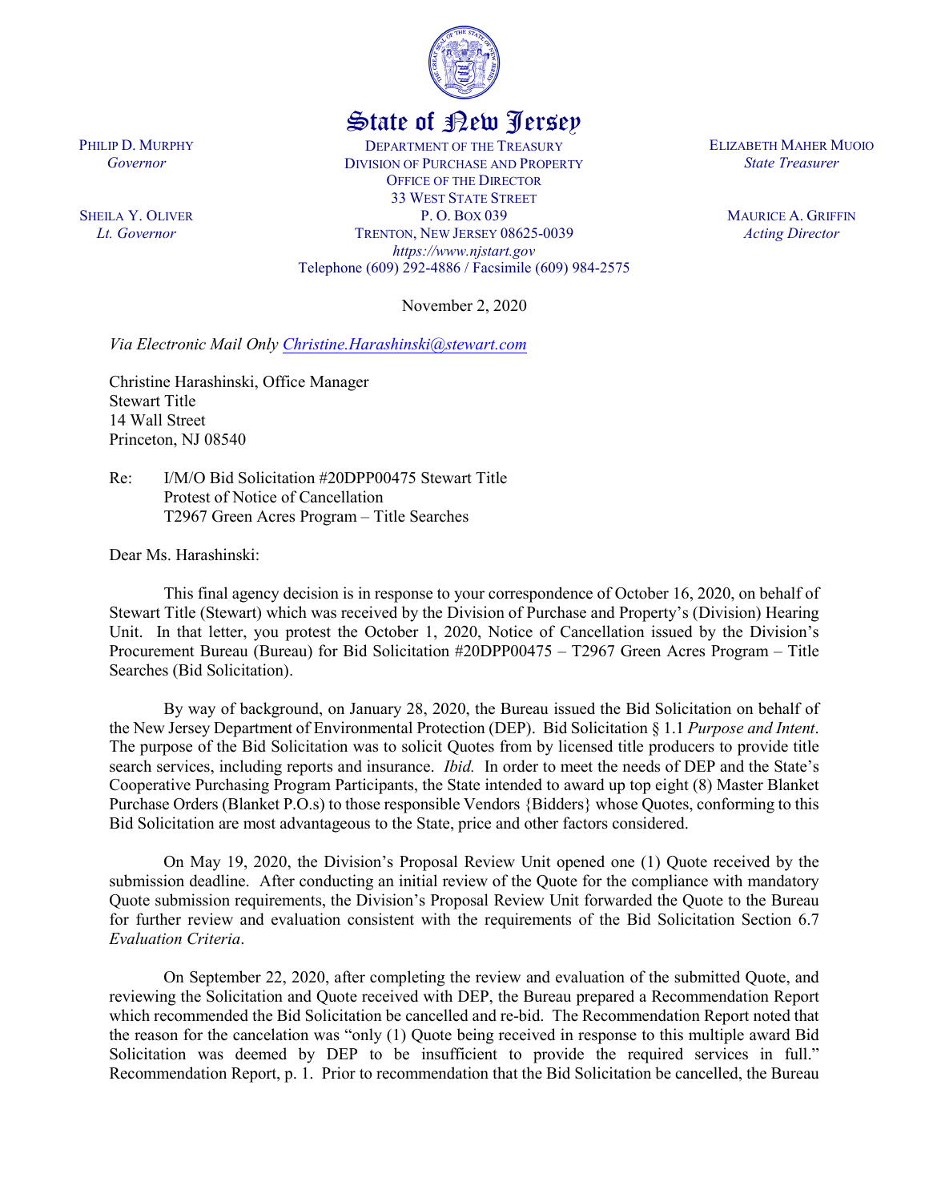# State of New Jersey

PHILIP D. MURPHY
*Governor*

SHEILA Y. OLIVER
*Lt. Governor*

DEPARTMENT OF THE TREASURY
DIVISION OF PURCHASE AND PROPERTY
OFFICE OF THE DIRECTOR
33 WEST STATE STREET
P. O. BOX 039
TRENTON, NEW JERSEY 08625-0039
*https://www.njstart.gov*
Telephone (609) 292-4886 / Facsimile (609) 984-2575

ELIZABETH MAHER MUOIO
*State Treasurer*

MAURICE A. GRIFFIN
*Acting Director*

November 2, 2020

*Via Electronic Mail Only [Christine.Harashinski@stewart.com](mailto:Christine.Harashinski@stewart.com)*

Christine Harashinski, Office Manager
Stewart Title
14 Wall Street
Princeton, NJ 08540

Re: I/M/O Bid Solicitation #20DPP00475 Stewart Title
Protest of Notice of Cancellation
T2967 Green Acres Program – Title Searches

Dear Ms. Harashinski:

This final agency decision is in response to your correspondence of October 16, 2020, on behalf of Stewart Title (Stewart) which was received by the Division of Purchase and Property's (Division) Hearing Unit. In that letter, you protest the October 1, 2020, Notice of Cancellation issued by the Division's Procurement Bureau (Bureau) for Bid Solicitation #20DPP00475 – T2967 Green Acres Program – Title Searches (Bid Solicitation).

By way of background, on January 28, 2020, the Bureau issued the Bid Solicitation on behalf of the New Jersey Department of Environmental Protection (DEP). Bid Solicitation § 1.1 *Purpose and Intent*. The purpose of the Bid Solicitation was to solicit Quotes from by licensed title producers to provide title search services, including reports and insurance. *Ibid.* In order to meet the needs of DEP and the State's Cooperative Purchasing Program Participants, the State intended to award up top eight (8) Master Blanket Purchase Orders (Blanket P.O.s) to those responsible Vendors {Bidders} whose Quotes, conforming to this Bid Solicitation are most advantageous to the State, price and other factors considered.

On May 19, 2020, the Division's Proposal Review Unit opened one (1) Quote received by the submission deadline. After conducting an initial review of the Quote for the compliance with mandatory Quote submission requirements, the Division's Proposal Review Unit forwarded the Quote to the Bureau for further review and evaluation consistent with the requirements of the Bid Solicitation Section 6.7 *Evaluation Criteria*.

On September 22, 2020, after completing the review and evaluation of the submitted Quote, and reviewing the Solicitation and Quote received with DEP, the Bureau prepared a Recommendation Report which recommended the Bid Solicitation be cancelled and re-bid. The Recommendation Report noted that the reason for the cancelation was "only (1) Quote being received in response to this multiple award Bid Solicitation was deemed by DEP to be insufficient to provide the required services in full." Recommendation Report, p. 1. Prior to recommendation that the Bid Solicitation be cancelled, the Bureau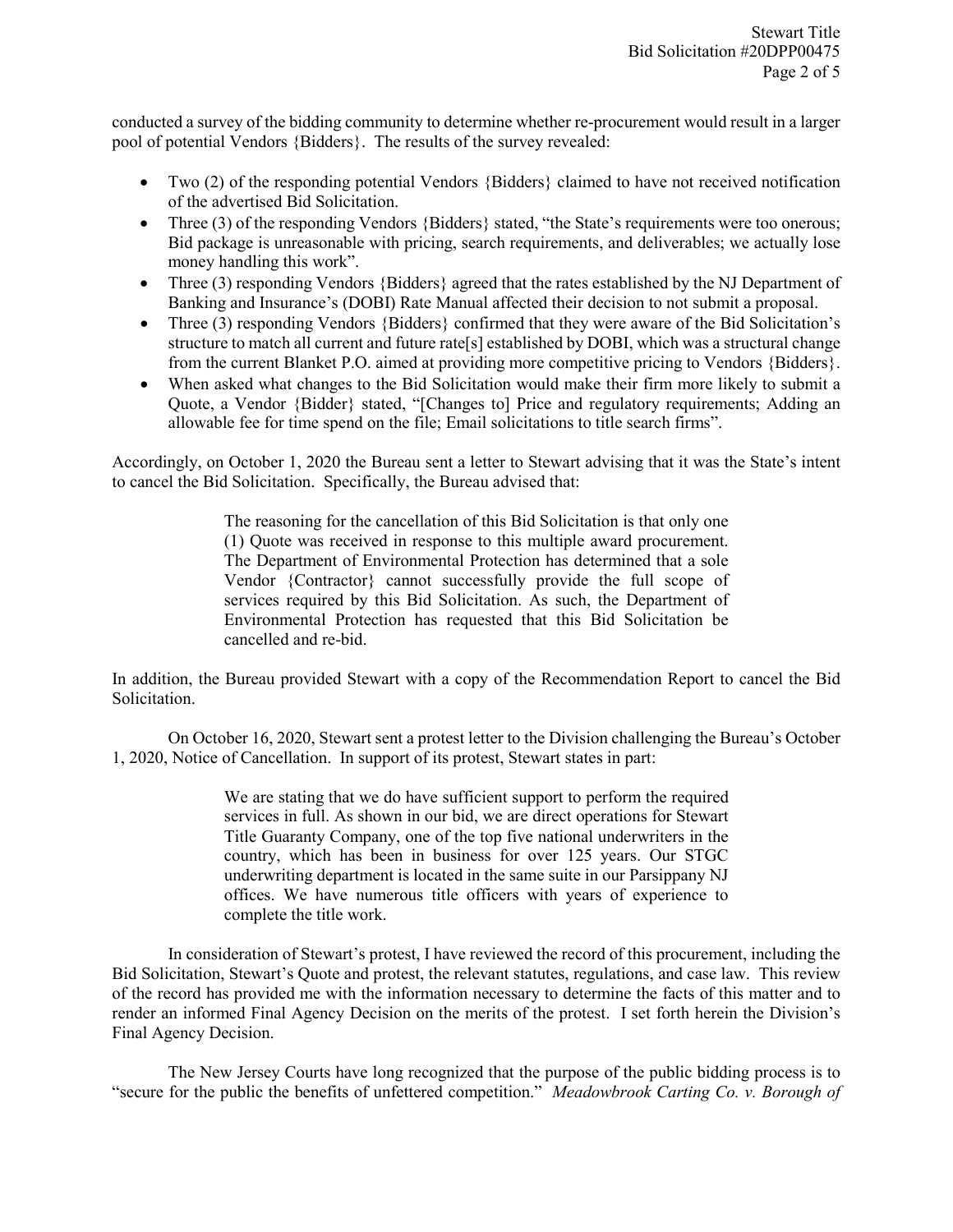conducted a survey of the bidding community to determine whether re-procurement would result in a larger pool of potential Vendors {Bidders}. The results of the survey revealed:

- Two (2) of the responding potential Vendors {Bidders} claimed to have not received notification of the advertised Bid Solicitation.
- Three (3) of the responding Vendors {Bidders} stated, "the State's requirements were too onerous; Bid package is unreasonable with pricing, search requirements, and deliverables; we actually lose money handling this work".
- Three (3) responding Vendors {Bidders} agreed that the rates established by the NJ Department of Banking and Insurance's (DOBI) Rate Manual affected their decision to not submit a proposal.
- Three (3) responding Vendors {Bidders} confirmed that they were aware of the Bid Solicitation's structure to match all current and future rate[s] established by DOBI, which was a structural change from the current Blanket P.O. aimed at providing more competitive pricing to Vendors {Bidders}.
- When asked what changes to the Bid Solicitation would make their firm more likely to submit a Quote, a Vendor {Bidder} stated, "[Changes to] Price and regulatory requirements; Adding an allowable fee for time spend on the file; Email solicitations to title search firms".

Accordingly, on October 1, 2020 the Bureau sent a letter to Stewart advising that it was the State's intent to cancel the Bid Solicitation. Specifically, the Bureau advised that:

> The reasoning for the cancellation of this Bid Solicitation is that only one (1) Quote was received in response to this multiple award procurement. The Department of Environmental Protection has determined that a sole Vendor {Contractor} cannot successfully provide the full scope of services required by this Bid Solicitation. As such, the Department of Environmental Protection has requested that this Bid Solicitation be cancelled and re-bid.

In addition, the Bureau provided Stewart with a copy of the Recommendation Report to cancel the Bid Solicitation.

On October 16, 2020, Stewart sent a protest letter to the Division challenging the Bureau's October 1, 2020, Notice of Cancellation. In support of its protest, Stewart states in part:

> We are stating that we do have sufficient support to perform the required services in full. As shown in our bid, we are direct operations for Stewart Title Guaranty Company, one of the top five national underwriters in the country, which has been in business for over 125 years. Our STGC underwriting department is located in the same suite in our Parsippany NJ offices. We have numerous title officers with years of experience to complete the title work.

In consideration of Stewart's protest, I have reviewed the record of this procurement, including the Bid Solicitation, Stewart's Quote and protest, the relevant statutes, regulations, and case law. This review of the record has provided me with the information necessary to determine the facts of this matter and to render an informed Final Agency Decision on the merits of the protest. I set forth herein the Division's Final Agency Decision.

The New Jersey Courts have long recognized that the purpose of the public bidding process is to "secure for the public the benefits of unfettered competition." *Meadowbrook Carting Co. v. Borough of*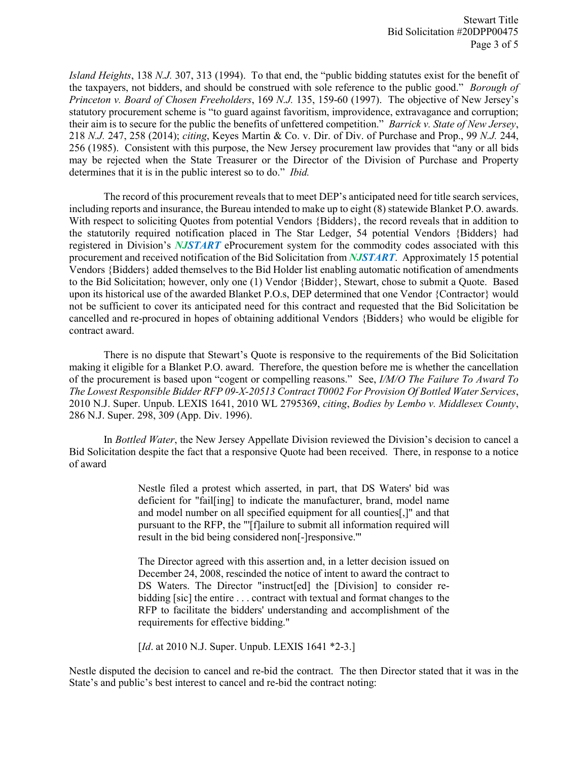*Island Heights*, 138 *N.J.* 307, 313 (1994). To that end, the "public bidding statutes exist for the benefit of the taxpayers, not bidders, and should be construed with sole reference to the public good." *Borough of Princeton v. Board of Chosen Freeholders*, 169 *N.J.* 135, 159-60 (1997). The objective of New Jersey's statutory procurement scheme is "to guard against favoritism, improvidence, extravagance and corruption; their aim is to secure for the public the benefits of unfettered competition." *Barrick v. State of New Jersey*, 218 *N.J.* 247, 258 (2014); *citing*, Keyes Martin & Co. v. Dir. of Div. of Purchase and Prop., 99 *N.J.* 244, 256 (1985). Consistent with this purpose, the New Jersey procurement law provides that "any or all bids may be rejected when the State Treasurer or the Director of the Division of Purchase and Property determines that it is in the public interest so to do." *Ibid.*

The record of this procurement reveals that to meet DEP's anticipated need for title search services, including reports and insurance, the Bureau intended to make up to eight (8) statewide Blanket P.O. awards. With respect to soliciting Quotes from potential Vendors {Bidders}, the record reveals that in addition to the statutorily required notification placed in The Star Ledger, 54 potential Vendors {Bidders} had registered in Division's ***NJSTART*** eProcurement system for the commodity codes associated with this procurement and received notification of the Bid Solicitation from ***NJSTART***. Approximately 15 potential Vendors {Bidders} added themselves to the Bid Holder list enabling automatic notification of amendments to the Bid Solicitation; however, only one (1) Vendor {Bidder}, Stewart, chose to submit a Quote. Based upon its historical use of the awarded Blanket P.O.s, DEP determined that one Vendor {Contractor} would not be sufficient to cover its anticipated need for this contract and requested that the Bid Solicitation be cancelled and re-procured in hopes of obtaining additional Vendors {Bidders} who would be eligible for contract award.

There is no dispute that Stewart's Quote is responsive to the requirements of the Bid Solicitation making it eligible for a Blanket P.O. award. Therefore, the question before me is whether the cancellation of the procurement is based upon "cogent or compelling reasons." See, *I/M/O The Failure To Award To The Lowest Responsible Bidder RFP 09-X-20513 Contract T0002 For Provision Of Bottled Water Services*, 2010 N.J. Super. Unpub. LEXIS 1641, 2010 WL 2795369, *citing*, *Bodies by Lembo v. Middlesex County*, 286 N.J. Super. 298, 309 (App. Div. 1996).

In *Bottled Water*, the New Jersey Appellate Division reviewed the Division's decision to cancel a Bid Solicitation despite the fact that a responsive Quote had been received. There, in response to a notice of award

> Nestle filed a protest which asserted, in part, that DS Waters' bid was deficient for "fail[ing] to indicate the manufacturer, brand, model name and model number on all specified equipment for all counties[,]" and that pursuant to the RFP, the "'[f]ailure to submit all information required will result in the bid being considered non[-]responsive.'"
>
> The Director agreed with this assertion and, in a letter decision issued on December 24, 2008, rescinded the notice of intent to award the contract to DS Waters. The Director "instruct[ed] the [Division] to consider re-bidding [sic] the entire . . . contract with textual and format changes to the RFP to facilitate the bidders' understanding and accomplishment of the requirements for effective bidding."
>
> [*Id*. at 2010 N.J. Super. Unpub. LEXIS 1641 *2-3.]

Nestle disputed the decision to cancel and re-bid the contract. The then Director stated that it was in the State's and public's best interest to cancel and re-bid the contract noting: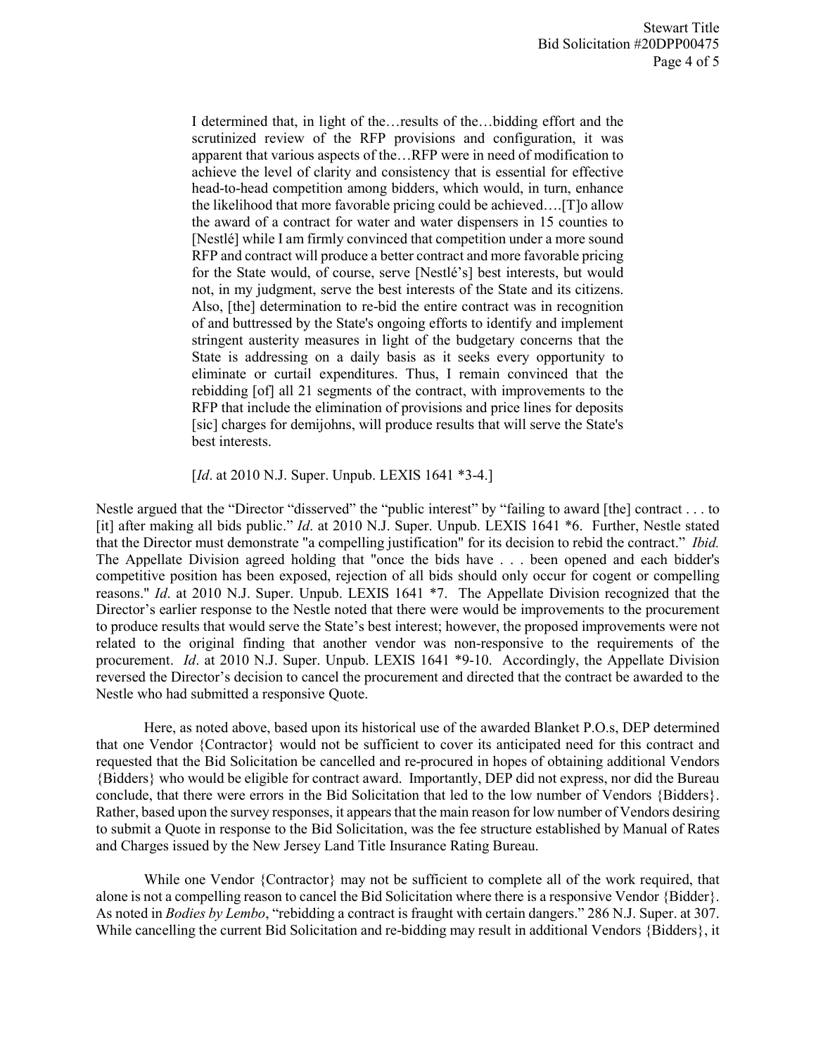> I determined that, in light of the…results of the…bidding effort and the scrutinized review of the RFP provisions and configuration, it was apparent that various aspects of the…RFP were in need of modification to achieve the level of clarity and consistency that is essential for effective head-to-head competition among bidders, which would, in turn, enhance the likelihood that more favorable pricing could be achieved….[T]o allow the award of a contract for water and water dispensers in 15 counties to [Nestlé] while I am firmly convinced that competition under a more sound RFP and contract will produce a better contract and more favorable pricing for the State would, of course, serve [Nestlé's] best interests, but would not, in my judgment, serve the best interests of the State and its citizens. Also, [the] determination to re-bid the entire contract was in recognition of and buttressed by the State's ongoing efforts to identify and implement stringent austerity measures in light of the budgetary concerns that the State is addressing on a daily basis as it seeks every opportunity to eliminate or curtail expenditures. Thus, I remain convinced that the rebidding [of] all 21 segments of the contract, with improvements to the RFP that include the elimination of provisions and price lines for deposits [sic] charges for demijohns, will produce results that will serve the State's best interests.
>
> [*Id*. at 2010 N.J. Super. Unpub. LEXIS 1641 *3-4.]

Nestle argued that the "Director "disserved" the "public interest" by "failing to award [the] contract . . . to [it] after making all bids public." *Id*. at 2010 N.J. Super. Unpub. LEXIS 1641 *6. Further, Nestle stated that the Director must demonstrate "a compelling justification" for its decision to rebid the contract." *Ibid.* The Appellate Division agreed holding that "once the bids have . . . been opened and each bidder's competitive position has been exposed, rejection of all bids should only occur for cogent or compelling reasons." *Id*. at 2010 N.J. Super. Unpub. LEXIS 1641 *7. The Appellate Division recognized that the Director's earlier response to the Nestle noted that there were would be improvements to the procurement to produce results that would serve the State's best interest; however, the proposed improvements were not related to the original finding that another vendor was non-responsive to the requirements of the procurement. *Id*. at 2010 N.J. Super. Unpub. LEXIS 1641 *9-10. Accordingly, the Appellate Division reversed the Director's decision to cancel the procurement and directed that the contract be awarded to the Nestle who had submitted a responsive Quote.

Here, as noted above, based upon its historical use of the awarded Blanket P.O.s, DEP determined that one Vendor {Contractor} would not be sufficient to cover its anticipated need for this contract and requested that the Bid Solicitation be cancelled and re-procured in hopes of obtaining additional Vendors {Bidders} who would be eligible for contract award. Importantly, DEP did not express, nor did the Bureau conclude, that there were errors in the Bid Solicitation that led to the low number of Vendors {Bidders}. Rather, based upon the survey responses, it appears that the main reason for low number of Vendors desiring to submit a Quote in response to the Bid Solicitation, was the fee structure established by Manual of Rates and Charges issued by the New Jersey Land Title Insurance Rating Bureau.

While one Vendor {Contractor} may not be sufficient to complete all of the work required, that alone is not a compelling reason to cancel the Bid Solicitation where there is a responsive Vendor {Bidder}. As noted in *Bodies by Lembo*, "rebidding a contract is fraught with certain dangers." 286 N.J. Super. at 307. While cancelling the current Bid Solicitation and re-bidding may result in additional Vendors {Bidders}, it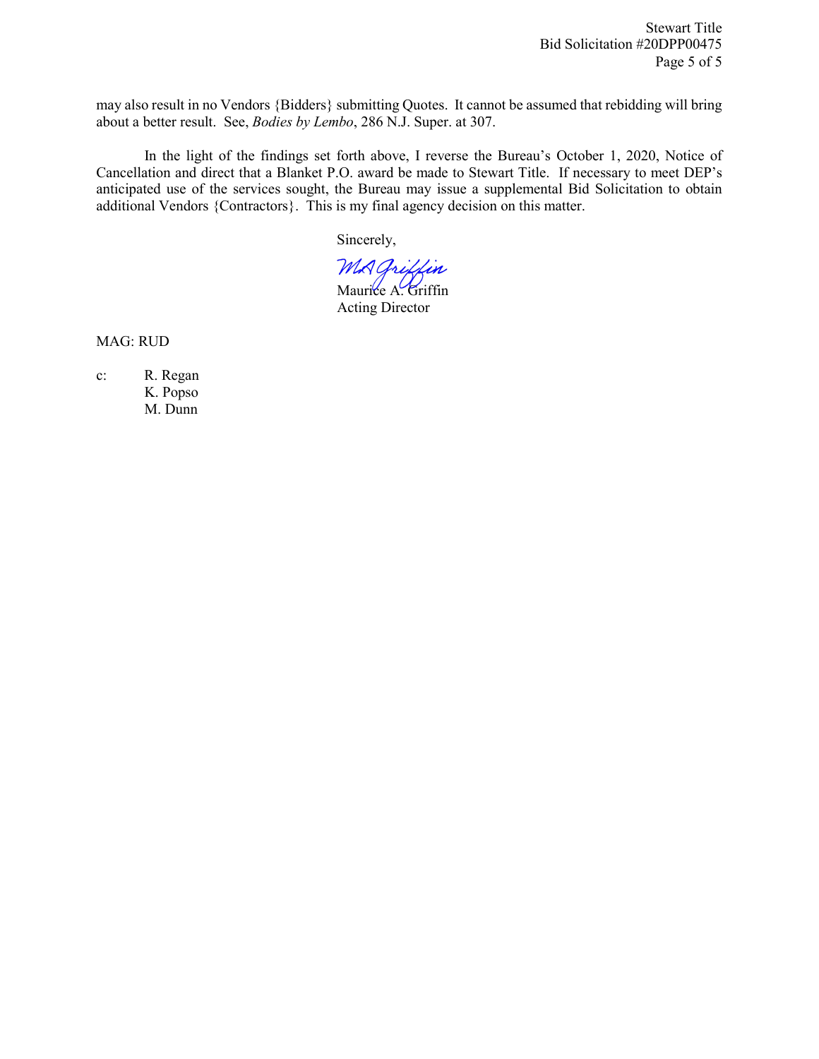may also result in no Vendors {Bidders} submitting Quotes. It cannot be assumed that rebidding will bring about a better result. See, *Bodies by Lembo*, 286 N.J. Super. at 307.

In the light of the findings set forth above, I reverse the Bureau's October 1, 2020, Notice of Cancellation and direct that a Blanket P.O. award be made to Stewart Title. If necessary to meet DEP's anticipated use of the services sought, the Bureau may issue a supplemental Bid Solicitation to obtain additional Vendors {Contractors}. This is my final agency decision on this matter.

Sincerely,

Maurice A. Griffin
Acting Director

MAG: RUD

c: R. Regan
K. Popso
M. Dunn